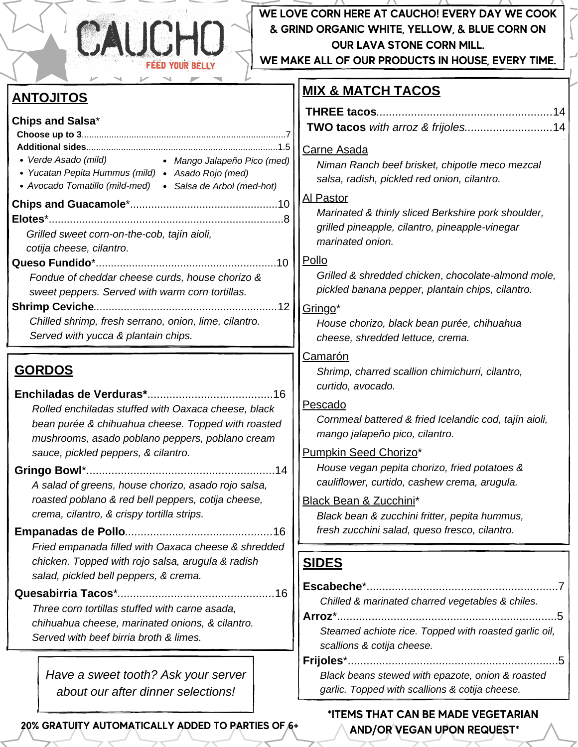# CAUCHO

FEED YOUR BELLY

**WE LOVE CORN HERE AT CAUCHO! EVERY DAY WE COOK & GRIND ORGANIC WHITE, YELLOW, & BLUE CORN ON OUR LAVA STONE CORN MILL. WE MAKE ALL OF OUR PRODUCTS IN HOUSE, EVERY TIME.**

## ANTOJITOS

**Chips and Salsa***

**Choose up to 3**.......7

**Additional sides**.......1.5

- *Verde Asado (mild)*
- *Yucatan Pepita Hummus (mild)*
- *Avocado Tomatillo (mild-med)*
- *Mango Jalapeño Pico (med)*
- *Asado Rojo (med)*
- *Salsa de Arbol (med-hot)*

**Chips and Guacamole***.......10

**Elotes***.......8

*Grilled sweet corn-on-the-cob, tajín aioli, cotija cheese, cilantro.*

**Queso Fundido***.......10

*Fondue of cheddar cheese curds, house chorizo & sweet peppers. Served with warm corn tortillas.*

**Shrimp Ceviche**.......12

*Chilled shrimp, fresh serrano, onion, lime, cilantro. Served with yucca & plantain chips.*

## GORDOS

**Enchiladas de Verduras***.......16

*Rolled enchiladas stuffed with Oaxaca cheese, black bean purée & chihuahua cheese. Topped with roasted mushrooms, asado poblano peppers, poblano cream sauce, pickled peppers, & cilantro.*

**Gringo Bowl***.......14

*A salad of greens, house chorizo, asado rojo salsa, roasted poblano & red bell peppers, cotija cheese, crema, cilantro, & crispy tortilla strips.*

**Empanadas de Pollo**.......16

*Fried empanada filled with Oaxaca cheese & shredded chicken. Topped with rojo salsa, arugula & radish salad, pickled bell peppers, & crema.*

**Quesabirria Tacos***.......16

*Three corn tortillas stuffed with carne asada, chihuahua cheese, marinated onions, & cilantro. Served with beef birria broth & limes.*

*Have a sweet tooth? Ask your server about our after dinner selections!*

## MIX & MATCH TACOS

**THREE tacos**.......14

**TWO tacos** *with arroz & frijoles*.......14

Carne Asada

*Niman Ranch beef brisket, chipotle meco mezcal salsa, radish, pickled red onion, cilantro.*

Al Pastor

*Marinated & thinly sliced Berkshire pork shoulder, grilled pineapple, cilantro, pineapple-vinegar marinated onion.*

Pollo

*Grilled & shredded chicken, chocolate-almond mole, pickled banana pepper, plantain chips, cilantro.*

Gringo*

*House chorizo, black bean purée, chihuahua cheese, shredded lettuce, crema.*

Camarón

*Shrimp, charred scallion chimichurri, cilantro, curtido, avocado.*

Pescado

*Cornmeal battered & fried Icelandic cod, tajín aioli, mango jalapeño pico, cilantro.*

Pumpkin Seed Chorizo*

*House vegan pepita chorizo, fried potatoes & cauliflower, curtido, cashew crema, arugula.*

Black Bean & Zucchini*

*Black bean & zucchini fritter, pepita hummus, fresh zucchini salad, queso fresco, cilantro.*

## SIDES

**Escabeche***.......7

*Chilled & marinated charred vegetables & chiles.*

**Arroz***.......5

*Steamed achiote rice. Topped with roasted garlic oil, scallions & cotija cheese.*

**Frijoles***.......5

*Black beans stewed with epazote, onion & roasted garlic. Topped with scallions & cotija cheese.*

**20% GRATUITY AUTOMATICALLY ADDED TO PARTIES OF 6+**

***ITEMS THAT CAN BE MADE VEGETARIAN AND/OR VEGAN UPON REQUEST***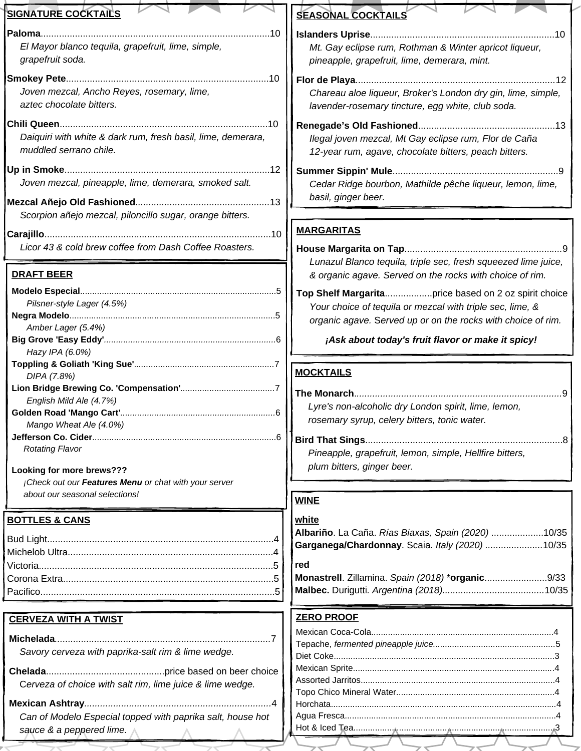## SIGNATURE COCKTAILS

**Paloma**......10
*El Mayor blanco tequila, grapefruit, lime, simple, grapefruit soda.*

**Smokey Pete**......10
*Joven mezcal, Ancho Reyes, rosemary, lime, aztec chocolate bitters.*

**Chili Queen**......10
*Daiquiri with white & dark rum, fresh basil, lime, demerara, muddled serrano chile.*

**Up in Smoke**......12
*Joven mezcal, pineapple, lime, demerara, smoked salt.*

**Mezcal Añejo Old Fashioned**......13
*Scorpion añejo mezcal, piloncillo sugar, orange bitters.*

**Carajillo**......10
*Licor 43 & cold brew coffee from Dash Coffee Roasters.*

## DRAFT BEER

**Modelo Especial**......5
*Pilsner-style Lager (4.5%)*

**Negra Modelo**......5
*Amber Lager (5.4%)*

**Big Grove 'Easy Eddy'**......6
*Hazy IPA (6.0%)*

**Toppling & Goliath 'King Sue'**......7
*DIPA (7.8%)*

**Lion Bridge Brewing Co. 'Compensation'**......7
*English Mild Ale (4.7%)*

**Golden Road 'Mango Cart'**......6
*Mango Wheat Ale (4.0%)*

**Jefferson Co. Cider**......6
*Rotating Flavor*

**Looking for more brews???**
*¡Check out our **Features Menu** or chat with your server about our seasonal selections!*

## BOTTLES & CANS

Bud Light......4
Michelob Ultra......4
Victoria......5
Corona Extra......5
Pacifico......5

## CERVEZA WITH A TWIST

**Michelada**......7
*Savory cerveza with paprika-salt rim & lime wedge.*

**Chelada**......price based on beer choice
*Cerveza of choice with salt rim, lime juice & lime wedge.*

**Mexican Ashtray**......4
*Can of Modelo Especial topped with paprika salt, house hot sauce & a peppered lime.*

## SEASONAL COCKTAILS

**Islanders Uprise**......10
*Mt. Gay eclipse rum, Rothman & Winter apricot liqueur, pineapple, grapefruit, lime, demerara, mint.*

**Flor de Playa**......12
*Chareau aloe liqueur, Broker's London dry gin, lime, simple, lavender-rosemary tincture, egg white, club soda.*

**Renegade's Old Fashioned**......13
*Ilegal joven mezcal, Mt Gay eclipse rum, Flor de Caña 12-year rum, agave, chocolate bitters, peach bitters.*

**Summer Sippin' Mule**......9
*Cedar Ridge bourbon, Mathilde pêche liqueur, lemon, lime, basil, ginger beer.*

## MARGARITAS

**House Margarita on Tap**......9
*Lunazul Blanco tequila, triple sec, fresh squeezed lime juice, & organic agave. Served on the rocks with choice of rim.*

**Top Shelf Margarita**......price based on 2 oz spirit choice
*Your choice of tequila or mezcal with triple sec, lime, & organic agave. Served up or on the rocks with choice of rim.*

***¡Ask about today's fruit flavor or make it spicy!***

## MOCKTAILS

**The Monarch**......9
*Lyre's non-alcoholic dry London spirit, lime, lemon, rosemary syrup, celery bitters, tonic water.*

**Bird That Sings**......8
*Pineapple, grapefruit, lemon, simple, Hellfire bitters, plum bitters, ginger beer.*

## WINE

### white

**Albariño**. La Caña. *Rías Biaxas, Spain (2020)* ......10/35
**Garganega/Chardonnay**. Scaia. *Italy (2020)* ......10/35

### red

**Monastrell**. Zillamina. *Spain (2018)* ***organic**......9/33
**Malbec.** Durigutti*. Argentina (2018)*......10/35

## ZERO PROOF

Mexican Coca-Cola......4
Tepache, *fermented pineapple juice*......5
Diet Coke......3
Mexican Sprite......4
Assorted Jarritos......4
Topo Chico Mineral Water......4
Horchata......4
Agua Fresca......4
Hot & Iced Tea......3